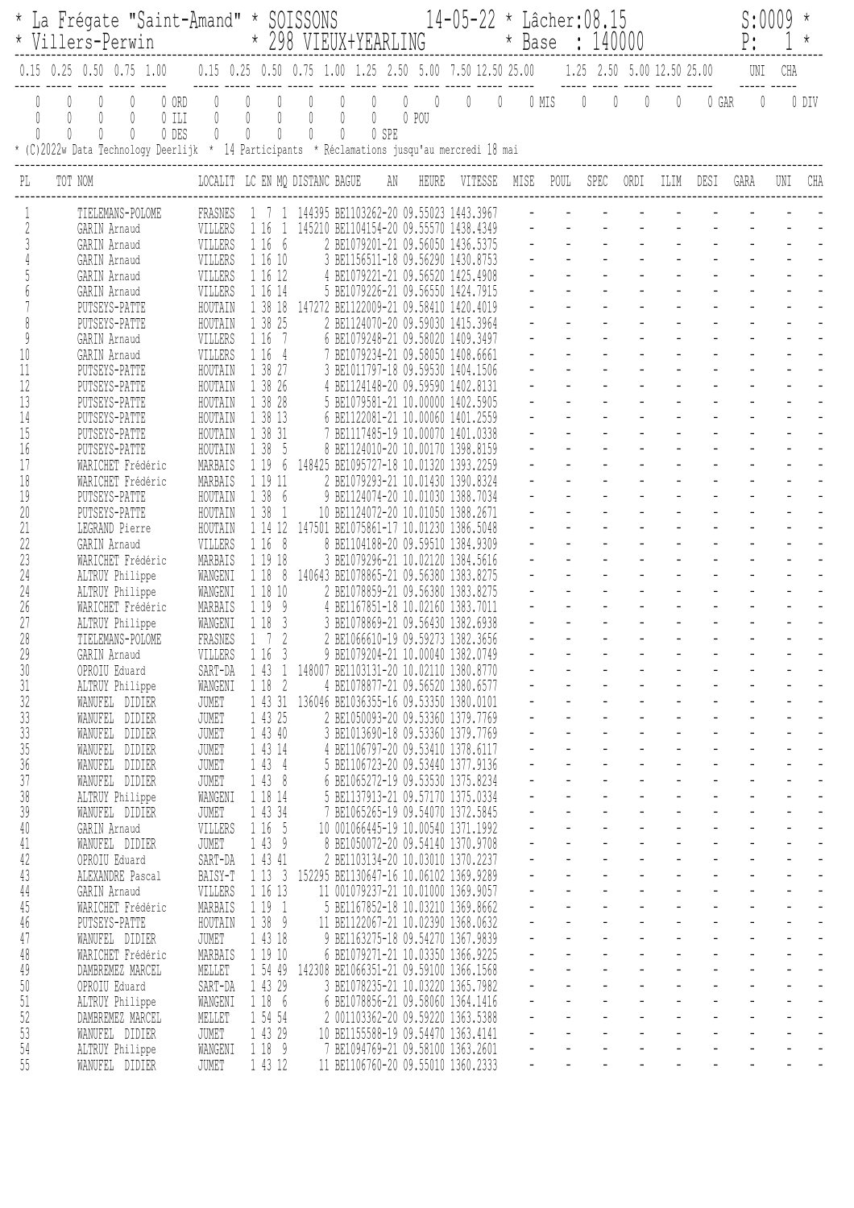```
* La Frégate "Saint-Amand" * SOISSONS              14-05-22 * Lâcher:08.15                    S:0009 *
* Villers-Perwin            * 298 VIEUX+YEARLING             * Base  : 140000                  P:    1 *
----------------------------------------------------------------------------------------------------------------
0.15  0.25  0.50  0.75  1.00    0.15  0.25  0.50  0.75  1.00  1.25  2.50  5.00  7.50 12.50 25.00     1.25  2.50  5.00 12.50 25.00      UNI   CHA
----- ----- ----- ----- -----   ----- ----- ----- ----- ----- ----- ----- ----- ----- ----- -----    ----- ----- ----- ----- -----    ----- -----
    0     0     0     0     0 ORD     0     0     0     0     0     0     0     0     0     0     0 MIS     0     0     0     0     0 GAR     0     0 DIV
    0     0     0     0     0 ILI     0     0     0     0     0     0     0 POU
    0     0     0     0     0 DES     0     0     0     0     0     0 SPE
* (C)2022w Data Technology Deerlijk  *  14 Participants  * Réclamations jusqu'au mercredi 18 mai
```

| PL | TOT NOM | LOCALIT | LC | EN | MQ | DISTANC | BAGUE | AN | HEURE | VITESSE | MISE | POUL | SPEC | ORDI | ILIM | DESI | GARA | UNI | CHA |
|---|---|---|---|---|---|---|---|---|---|---|---|---|---|---|---|---|---|---|---|
| 1 | TIELEMANS-POLOME | FRASNES | 1 | 7 | 1 | 144395 | BE1103262-20 | | 09.55023 | 1443.3967 | - | - | - | - | - | - | - | - | - |
| 2 | GARIN Arnaud | VILLERS | 1 | 16 | 1 | 145210 | BE1104154-20 | | 09.55570 | 1438.4349 | - | - | - | - | - | - | - | - | - |
| 3 | GARIN Arnaud | VILLERS | 1 | 16 | 6 | 2 | BE1079201-21 | | 09.56050 | 1436.5375 | - | - | - | - | - | - | - | - | - |
| 4 | GARIN Arnaud | VILLERS | 1 | 16 | 10 | 3 | BE1156511-18 | | 09.56290 | 1430.8753 | - | - | - | - | - | - | - | - | - |
| 5 | GARIN Arnaud | VILLERS | 1 | 16 | 12 | 4 | BE1079221-21 | | 09.56520 | 1425.4908 | - | - | - | - | - | - | - | - | - |
| 6 | GARIN Arnaud | VILLERS | 1 | 16 | 14 | 5 | BE1079226-21 | | 09.56550 | 1424.7915 | - | - | - | - | - | - | - | - | - |
| 7 | PUTSEYS-PATTE | HOUTAIN | 1 | 38 | 18 | 147272 | BE1122009-21 | | 09.58410 | 1420.4019 | - | - | - | - | - | - | - | - | - |
| 8 | PUTSEYS-PATTE | HOUTAIN | 1 | 38 | 25 | 2 | BE1124070-20 | | 09.59030 | 1415.3964 | - | - | - | - | - | - | - | - | - |
| 9 | GARIN Arnaud | VILLERS | 1 | 16 | 7 | 6 | BE1079248-21 | | 09.58020 | 1409.3497 | - | - | - | - | - | - | - | - | - |
| 10 | GARIN Arnaud | VILLERS | 1 | 16 | 4 | 7 | BE1079234-21 | | 09.58050 | 1408.6661 | - | - | - | - | - | - | - | - | - |
| 11 | PUTSEYS-PATTE | HOUTAIN | 1 | 38 | 27 | 3 | BE1011797-18 | | 09.59530 | 1404.1506 | - | - | - | - | - | - | - | - | - |
| 12 | PUTSEYS-PATTE | HOUTAIN | 1 | 38 | 26 | 4 | BE1124148-20 | | 09.59590 | 1402.8131 | - | - | - | - | - | - | - | - | - |
| 13 | PUTSEYS-PATTE | HOUTAIN | 1 | 38 | 28 | 5 | BE1079581-21 | | 10.00000 | 1402.5905 | - | - | - | - | - | - | - | - | - |
| 14 | PUTSEYS-PATTE | HOUTAIN | 1 | 38 | 13 | 6 | BE1122081-21 | | 10.00060 | 1401.2559 | - | - | - | - | - | - | - | - | - |
| 15 | PUTSEYS-PATTE | HOUTAIN | 1 | 38 | 31 | 7 | BE1117485-19 | | 10.00070 | 1401.0338 | - | - | - | - | - | - | - | - | - |
| 16 | PUTSEYS-PATTE | HOUTAIN | 1 | 38 | 5 | 8 | BE1124010-20 | | 10.00170 | 1398.8159 | - | - | - | - | - | - | - | - | - |
| 17 | WARICHET Frédéric | MARBAIS | 1 | 19 | 6 | 148425 | BE1095727-18 | | 10.01320 | 1393.2259 | - | - | - | - | - | - | - | - | - |
| 18 | WARICHET Frédéric | MARBAIS | 1 | 19 | 11 | 2 | BE1079293-21 | | 10.01430 | 1390.8324 | - | - | - | - | - | - | - | - | - |
| 19 | PUTSEYS-PATTE | HOUTAIN | 1 | 38 | 6 | 9 | BE1124074-20 | | 10.01030 | 1388.7034 | - | - | - | - | - | - | - | - | - |
| 20 | PUTSEYS-PATTE | HOUTAIN | 1 | 38 | 1 | 10 | BE1124072-20 | | 10.01050 | 1388.2671 | - | - | - | - | - | - | - | - | - |
| 21 | LEGRAND Pierre | HOUTAIN | 1 | 14 | 12 | 147501 | BE1075861-17 | | 10.01230 | 1386.5048 | - | - | - | - | - | - | - | - | - |
| 22 | GARIN Arnaud | VILLERS | 1 | 16 | 8 | 8 | BE1104188-20 | | 09.59510 | 1384.9309 | - | - | - | - | - | - | - | - | - |
| 23 | WARICHET Frédéric | MARBAIS | 1 | 19 | 18 | 3 | BE1079296-21 | | 10.02120 | 1384.5616 | - | - | - | - | - | - | - | - | - |
| 24 | ALTRUY Philippe | WANGENI | 1 | 18 | 8 | 140643 | BE1078865-21 | | 09.56380 | 1383.8275 | - | - | - | - | - | - | - | - | - |
| 24 | ALTRUY Philippe | WANGENI | 1 | 18 | 10 | 2 | BE1078859-21 | | 09.56380 | 1383.8275 | - | - | - | - | - | - | - | - | - |
| 26 | WARICHET Frédéric | MARBAIS | 1 | 19 | 9 | 4 | BE1167851-18 | | 10.02160 | 1383.7011 | - | - | - | - | - | - | - | - | - |
| 27 | ALTRUY Philippe | WANGENI | 1 | 18 | 3 | 3 | BE1078869-21 | | 09.56430 | 1382.6938 | - | - | - | - | - | - | - | - | - |
| 28 | TIELEMANS-POLOME | FRASNES | 1 | 7 | 2 | 2 | BE1066610-19 | | 09.59273 | 1382.3656 | - | - | - | - | - | - | - | - | - |
| 29 | GARIN Arnaud | VILLERS | 1 | 16 | 3 | 9 | BE1079204-21 | | 10.00040 | 1382.0749 | - | - | - | - | - | - | - | - | - |
| 30 | OPROIU Eduard | SART-DA | 1 | 43 | 1 | 148007 | BE1103131-20 | | 10.02110 | 1380.8770 | - | - | - | - | - | - | - | - | - |
| 31 | ALTRUY Philippe | WANGENI | 1 | 18 | 2 | 4 | BE1078877-21 | | 09.56520 | 1380.6577 | - | - | - | - | - | - | - | - | - |
| 32 | WANUFEL DIDIER | JUMET | 1 | 43 | 31 | 136046 | BE1036355-16 | | 09.53350 | 1380.0101 | - | - | - | - | - | - | - | - | - |
| 33 | WANUFEL DIDIER | JUMET | 1 | 43 | 25 | 2 | BE1050093-20 | | 09.53360 | 1379.7769 | - | - | - | - | - | - | - | - | - |
| 33 | WANUFEL DIDIER | JUMET | 1 | 43 | 40 | 3 | BE1013690-18 | | 09.53360 | 1379.7769 | - | - | - | - | - | - | - | - | - |
| 35 | WANUFEL DIDIER | JUMET | 1 | 43 | 14 | 4 | BE1106797-20 | | 09.53410 | 1378.6117 | - | - | - | - | - | - | - | - | - |
| 36 | WANUFEL DIDIER | JUMET | 1 | 43 | 4 | 5 | BE1106723-20 | | 09.53440 | 1377.9136 | - | - | - | - | - | - | - | - | - |
| 37 | WANUFEL DIDIER | JUMET | 1 | 43 | 8 | 6 | BE1065272-19 | | 09.53530 | 1375.8234 | - | - | - | - | - | - | - | - | - |
| 38 | ALTRUY Philippe | WANGENI | 1 | 18 | 14 | 5 | BE1137913-21 | | 09.57170 | 1375.0334 | - | - | - | - | - | - | - | - | - |
| 39 | WANUFEL DIDIER | JUMET | 1 | 43 | 34 | 7 | BE1065265-19 | | 09.54070 | 1372.5845 | - | - | - | - | - | - | - | - | - |
| 40 | GARIN Arnaud | VILLERS | 1 | 16 | 5 | 10 | 001066445-19 | | 10.00540 | 1371.1992 | - | - | - | - | - | - | - | - | - |
| 41 | WANUFEL DIDIER | JUMET | 1 | 43 | 9 | 8 | BE1050072-20 | | 09.54140 | 1370.9708 | - | - | - | - | - | - | - | - | - |
| 42 | OPROIU Eduard | SART-DA | 1 | 43 | 41 | 2 | BE1103134-20 | | 10.03010 | 1370.2237 | - | - | - | - | - | - | - | - | - |
| 43 | ALEXANDRE Pascal | BAISY-T | 1 | 13 | 3 | 152295 | BE1130647-16 | | 10.06102 | 1369.9289 | - | - | - | - | - | - | - | - | - |
| 44 | GARIN Arnaud | VILLERS | 1 | 16 | 13 | 11 | 001079237-21 | | 10.01000 | 1369.9057 | - | - | - | - | - | - | - | - | - |
| 45 | WARICHET Frédéric | MARBAIS | 1 | 19 | 1 | 5 | BE1167852-18 | | 10.03210 | 1369.8662 | - | - | - | - | - | - | - | - | - |
| 46 | PUTSEYS-PATTE | HOUTAIN | 1 | 38 | 9 | 11 | BE1122067-21 | | 10.02390 | 1368.0632 | - | - | - | - | - | - | - | - | - |
| 47 | WANUFEL DIDIER | JUMET | 1 | 43 | 18 | 9 | BE1163275-18 | | 09.54270 | 1367.9839 | - | - | - | - | - | - | - | - | - |
| 48 | WARICHET Frédéric | MARBAIS | 1 | 19 | 10 | 6 | BE1079271-21 | | 10.03350 | 1366.9225 | - | - | - | - | - | - | - | - | - |
| 49 | DAMBREMEZ MARCEL | MELLET | 1 | 54 | 49 | 142308 | BE1066351-21 | | 09.59100 | 1366.1568 | - | - | - | - | - | - | - | - | - |
| 50 | OPROIU Eduard | SART-DA | 1 | 43 | 29 | 3 | BE1078235-21 | | 10.03220 | 1365.7982 | - | - | - | - | - | - | - | - | - |
| 51 | ALTRUY Philippe | WANGENI | 1 | 18 | 6 | 6 | BE1078856-21 | | 09.58060 | 1364.1416 | - | - | - | - | - | - | - | - | - |
| 52 | DAMBREMEZ MARCEL | MELLET | 1 | 54 | 54 | 2 | 001103362-20 | | 09.59220 | 1363.5388 | - | - | - | - | - | - | - | - | - |
| 53 | WANUFEL DIDIER | JUMET | 1 | 43 | 29 | 10 | BE1155588-19 | | 09.54470 | 1363.4141 | - | - | - | - | - | - | - | - | - |
| 54 | ALTRUY Philippe | WANGENI | 1 | 18 | 9 | 7 | BE1094769-21 | | 09.58100 | 1363.2601 | - | - | - | - | - | - | - | - | - |
| 55 | WANUFEL DIDIER | JUMET | 1 | 43 | 12 | 11 | BE1106760-20 | | 09.55010 | 1360.2333 | - | - | - | - | - | - | - | - | - |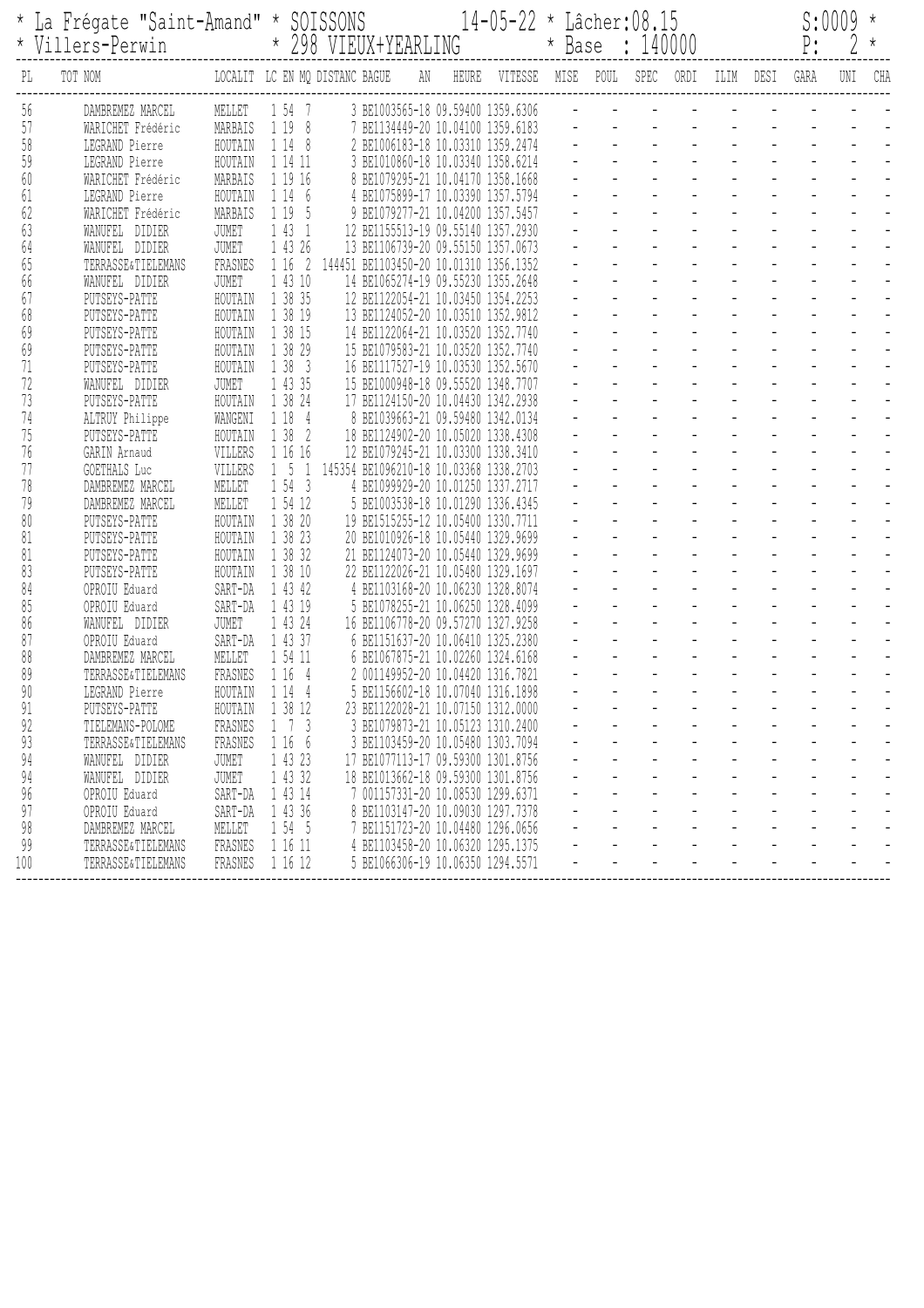\* La Frégate "Saint-Amand" \* SOISSONS 14-05-22 \* Lâcher:08.15 S:0009 \*
\* Villers-Perwin \* 298 VIEUX+YEARLING \* Base : 140000 P: 2 \*

| PL | TOT NOM | LOCALIT | LC EN MQ | DISTANC | BAGUE | AN | HEURE | VITESSE | MISE | POUL | SPEC | ORDI | ILIM | DESI | GARA | UNI | CHA |
|---|---|---|---|---|---|---|---|---|---|---|---|---|---|---|---|---|---|
| 56 | DAMBREMEZ MARCEL | MELLET | 1 54 7 | | 3 BE1003565-18 | | 09.59400 | 1359.6306 | - | - | - | - | - | - | - | - | - |
| 57 | WARICHET Frédéric | MARBAIS | 1 19 8 | | 7 BE1134449-20 | | 10.04100 | 1359.6183 | - | - | - | - | - | - | - | - | - |
| 58 | LEGRAND Pierre | HOUTAIN | 1 14 8 | | 2 BE1006183-18 | | 10.03310 | 1359.2474 | - | - | - | - | - | - | - | - | - |
| 59 | LEGRAND Pierre | HOUTAIN | 1 14 11 | | 3 BE1010860-18 | | 10.03340 | 1358.6214 | - | - | - | - | - | - | - | - | - |
| 60 | WARICHET Frédéric | MARBAIS | 1 19 16 | | 8 BE1079295-21 | | 10.04170 | 1358.1668 | - | - | - | - | - | - | - | - | - |
| 61 | LEGRAND Pierre | HOUTAIN | 1 14 6 | | 4 BE1075899-17 | | 10.03390 | 1357.5794 | - | - | - | - | - | - | - | - | - |
| 62 | WARICHET Frédéric | MARBAIS | 1 19 5 | | 9 BE1079277-21 | | 10.04200 | 1357.5457 | - | - | - | - | - | - | - | - | - |
| 63 | WANUFEL DIDIER | JUMET | 1 43 1 | | 12 BE1155513-19 | | 09.55140 | 1357.2930 | - | - | - | - | - | - | - | - | - |
| 64 | WANUFEL DIDIER | JUMET | 1 43 26 | | 13 BE1106739-20 | | 09.55150 | 1357.0673 | - | - | - | - | - | - | - | - | - |
| 65 | TERRASSE&TIELEMANS | FRASNES | 1 16 2 | 144451 | BE1103450-20 | | 10.01310 | 1356.1352 | - | - | - | - | - | - | - | - | - |
| 66 | WANUFEL DIDIER | JUMET | 1 43 10 | | 14 BE1065274-19 | | 09.55230 | 1355.2648 | - | - | - | - | - | - | - | - | - |
| 67 | PUTSEYS-PATTE | HOUTAIN | 1 38 35 | | 12 BE1122054-21 | | 10.03450 | 1354.2253 | - | - | - | - | - | - | - | - | - |
| 68 | PUTSEYS-PATTE | HOUTAIN | 1 38 19 | | 13 BE1124052-20 | | 10.03510 | 1352.9812 | - | - | - | - | - | - | - | - | - |
| 69 | PUTSEYS-PATTE | HOUTAIN | 1 38 15 | | 14 BE1122064-21 | | 10.03520 | 1352.7740 | - | - | - | - | - | - | - | - | - |
| 69 | PUTSEYS-PATTE | HOUTAIN | 1 38 29 | | 15 BE1079583-21 | | 10.03520 | 1352.7740 | - | - | - | - | - | - | - | - | - |
| 71 | PUTSEYS-PATTE | HOUTAIN | 1 38 3 | | 16 BE1117527-19 | | 10.03530 | 1352.5670 | - | - | - | - | - | - | - | - | - |
| 72 | WANUFEL DIDIER | JUMET | 1 43 35 | | 15 BE1000948-18 | | 09.55520 | 1348.7707 | - | - | - | - | - | - | - | - | - |
| 73 | PUTSEYS-PATTE | HOUTAIN | 1 38 24 | | 17 BE1124150-20 | | 10.04430 | 1342.2938 | - | - | - | - | - | - | - | - | - |
| 74 | ALTRUY Philippe | WANGENI | 1 18 4 | | 8 BE1039663-21 | | 09.59480 | 1342.0134 | - | - | - | - | - | - | - | - | - |
| 75 | PUTSEYS-PATTE | HOUTAIN | 1 38 2 | | 18 BE1124902-20 | | 10.05020 | 1338.4308 | - | - | - | - | - | - | - | - | - |
| 76 | GARIN Arnaud | VILLERS | 1 16 16 | | 12 BE1079245-21 | | 10.03300 | 1338.3410 | - | - | - | - | - | - | - | - | - |
| 77 | GOETHALS Luc | VILLERS | 1 5 1 | 145354 | BE1096210-18 | | 10.03368 | 1338.2703 | - | - | - | - | - | - | - | - | - |
| 78 | DAMBREMEZ MARCEL | MELLET | 1 54 3 | | 4 BE1099929-20 | | 10.01250 | 1337.2717 | - | - | - | - | - | - | - | - | - |
| 79 | DAMBREMEZ MARCEL | MELLET | 1 54 12 | | 5 BE1003538-18 | | 10.01290 | 1336.4345 | - | - | - | - | - | - | - | - | - |
| 80 | PUTSEYS-PATTE | HOUTAIN | 1 38 20 | | 19 BE1515255-12 | | 10.05400 | 1330.7711 | - | - | - | - | - | - | - | - | - |
| 81 | PUTSEYS-PATTE | HOUTAIN | 1 38 23 | | 20 BE1010926-18 | | 10.05440 | 1329.9699 | - | - | - | - | - | - | - | - | - |
| 81 | PUTSEYS-PATTE | HOUTAIN | 1 38 32 | | 21 BE1124073-20 | | 10.05440 | 1329.9699 | - | - | - | - | - | - | - | - | - |
| 83 | PUTSEYS-PATTE | HOUTAIN | 1 38 10 | | 22 BE1122026-21 | | 10.05480 | 1329.1697 | - | - | - | - | - | - | - | - | - |
| 84 | OPROIU Eduard | SART-DA | 1 43 42 | | 4 BE1103168-20 | | 10.06230 | 1328.8074 | - | - | - | - | - | - | - | - | - |
| 85 | OPROIU Eduard | SART-DA | 1 43 19 | | 5 BE1078255-21 | | 10.06250 | 1328.4099 | - | - | - | - | - | - | - | - | - |
| 86 | WANUFEL DIDIER | JUMET | 1 43 24 | | 16 BE1106778-20 | | 09.57270 | 1327.9258 | - | - | - | - | - | - | - | - | - |
| 87 | OPROIU Eduard | SART-DA | 1 43 37 | | 6 BE1151637-20 | | 10.06410 | 1325.2380 | - | - | - | - | - | - | - | - | - |
| 88 | DAMBREMEZ MARCEL | MELLET | 1 54 11 | | 6 BE1067875-21 | | 10.02260 | 1324.6168 | - | - | - | - | - | - | - | - | - |
| 89 | TERRASSE&TIELEMANS | FRASNES | 1 16 4 | | 2 001149952-20 | | 10.04420 | 1316.7821 | - | - | - | - | - | - | - | - | - |
| 90 | LEGRAND Pierre | HOUTAIN | 1 14 4 | | 5 BE1156602-18 | | 10.07040 | 1316.1898 | - | - | - | - | - | - | - | - | - |
| 91 | PUTSEYS-PATTE | HOUTAIN | 1 38 12 | | 23 BE1122028-21 | | 10.07150 | 1312.0000 | - | - | - | - | - | - | - | - | - |
| 92 | TIELEMANS-POLOME | FRASNES | 1 7 3 | | 3 BE1079873-21 | | 10.05123 | 1310.2400 | - | - | - | - | - | - | - | - | - |
| 93 | TERRASSE&TIELEMANS | FRASNES | 1 16 6 | | 3 BE1103459-20 | | 10.05480 | 1303.7094 | - | - | - | - | - | - | - | - | - |
| 94 | WANUFEL DIDIER | JUMET | 1 43 23 | | 17 BE1077113-17 | | 09.59300 | 1301.8756 | - | - | - | - | - | - | - | - | - |
| 94 | WANUFEL DIDIER | JUMET | 1 43 32 | | 18 BE1013662-18 | | 09.59300 | 1301.8756 | - | - | - | - | - | - | - | - | - |
| 96 | OPROIU Eduard | SART-DA | 1 43 14 | | 7 001157331-20 | | 10.08530 | 1299.6371 | - | - | - | - | - | - | - | - | - |
| 97 | OPROIU Eduard | SART-DA | 1 43 36 | | 8 BE1103147-20 | | 10.09030 | 1297.7378 | - | - | - | - | - | - | - | - | - |
| 98 | DAMBREMEZ MARCEL | MELLET | 1 54 5 | | 7 BE1151723-20 | | 10.04480 | 1296.0656 | - | - | - | - | - | - | - | - | - |
| 99 | TERRASSE&TIELEMANS | FRASNES | 1 16 11 | | 4 BE1103458-20 | | 10.06320 | 1295.1375 | - | - | - | - | - | - | - | - | - |
| 100 | TERRASSE&TIELEMANS | FRASNES | 1 16 12 | | 5 BE1066306-19 | | 10.06350 | 1294.5571 | - | - | - | - | - | - | - | - | - |